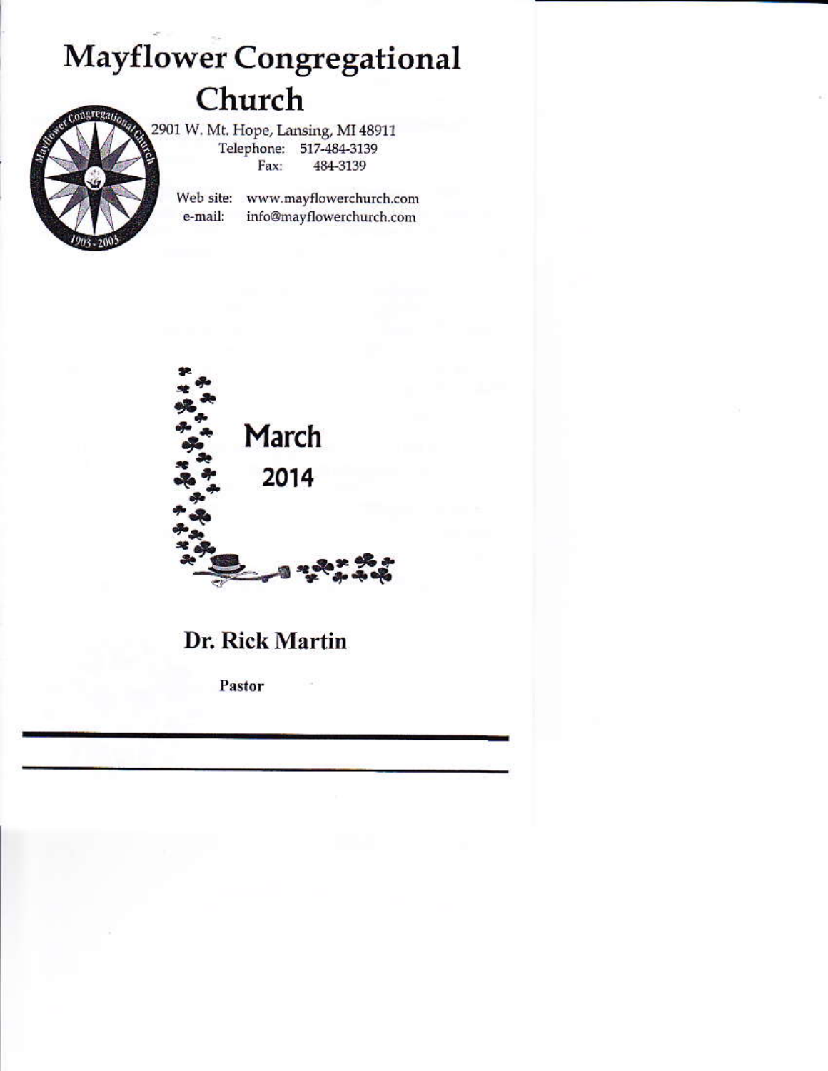# Mayflower Congregational Church

2901 W. Mt. Hope, Lansing, MI 48911
Telephone: 517-484-3139
Fax: 484-3139

Web site: www.mayflowerchurch.com
e-mail: info@mayflowerchurch.com

## March 2014

**Dr. Rick Martin**

**Pastor**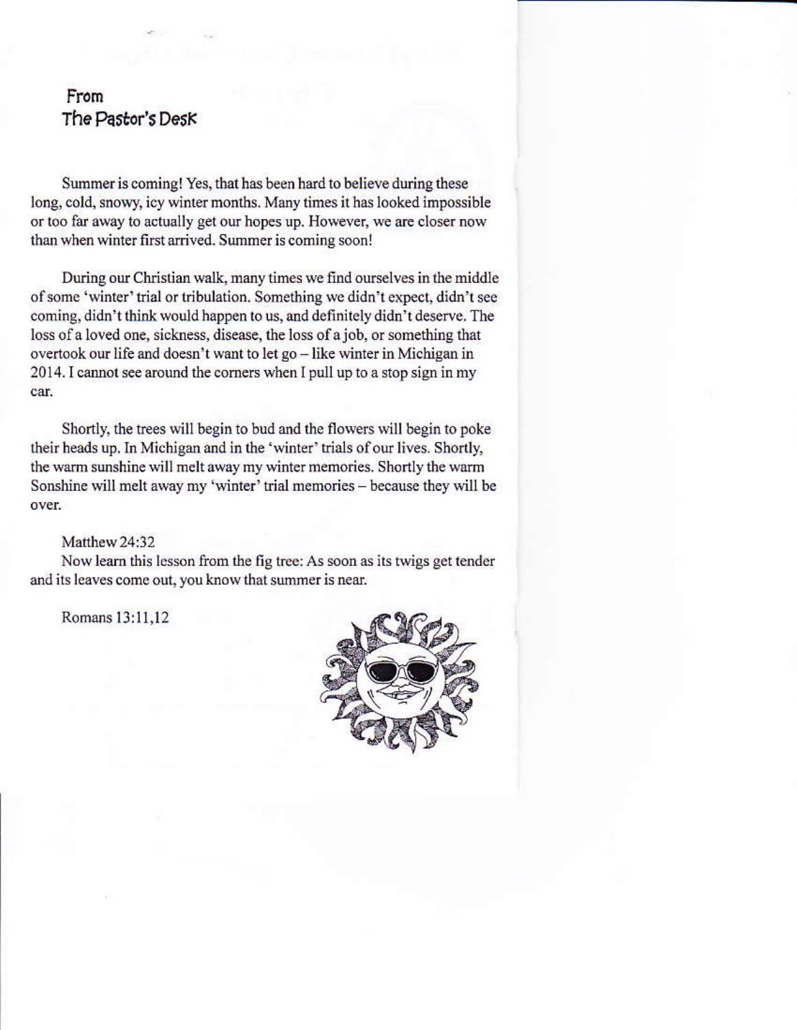# From The Pastor's Desk

Summer is coming! Yes, that has been hard to believe during these long, cold, snowy, icy winter months. Many times it has looked impossible or too far away to actually get our hopes up. However, we are closer now than when winter first arrived. Summer is coming soon!

During our Christian walk, many times we find ourselves in the middle of some 'winter' trial or tribulation. Something we didn't expect, didn't see coming, didn't think would happen to us, and definitely didn't deserve. The loss of a loved one, sickness, disease, the loss of a job, or something that overtook our life and doesn't want to let go – like winter in Michigan in 2014. I cannot see around the corners when I pull up to a stop sign in my car.

Shortly, the trees will begin to bud and the flowers will begin to poke their heads up. In Michigan and in the 'winter' trials of our lives. Shortly, the warm sunshine will melt away my winter memories. Shortly the warm Sonshine will melt away my 'winter' trial memories – because they will be over.

Matthew 24:32
Now learn this lesson from the fig tree: As soon as its twigs get tender and its leaves come out, you know that summer is near.

Romans 13:11,12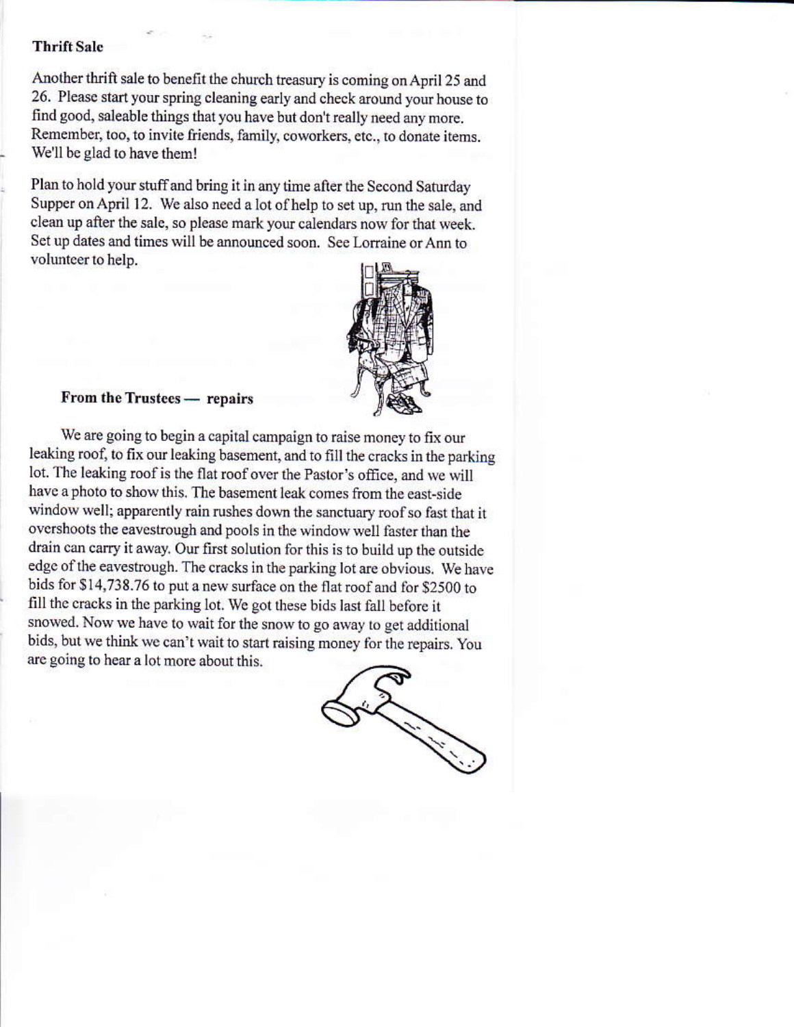**Thrift Sale**

Another thrift sale to benefit the church treasury is coming on April 25 and 26. Please start your spring cleaning early and check around your house to find good, saleable things that you have but don't really need any more. Remember, too, to invite friends, family, coworkers, etc., to donate items. We'll be glad to have them!

Plan to hold your stuff and bring it in any time after the Second Saturday Supper on April 12. We also need a lot of help to set up, run the sale, and clean up after the sale, so please mark your calendars now for that week. Set up dates and times will be announced soon. See Lorraine or Ann to volunteer to help.

**From the Trustees — repairs**

We are going to begin a capital campaign to raise money to fix our leaking roof, to fix our leaking basement, and to fill the cracks in the parking lot. The leaking roof is the flat roof over the Pastor's office, and we will have a photo to show this. The basement leak comes from the east-side window well; apparently rain rushes down the sanctuary roof so fast that it overshoots the eavestrough and pools in the window well faster than the drain can carry it away. Our first solution for this is to build up the outside edge of the eavestrough. The cracks in the parking lot are obvious. We have bids for $14,738.76 to put a new surface on the flat roof and for $2500 to fill the cracks in the parking lot. We got these bids last fall before it snowed. Now we have to wait for the snow to go away to get additional bids, but we think we can't wait to start raising money for the repairs. You are going to hear a lot more about this.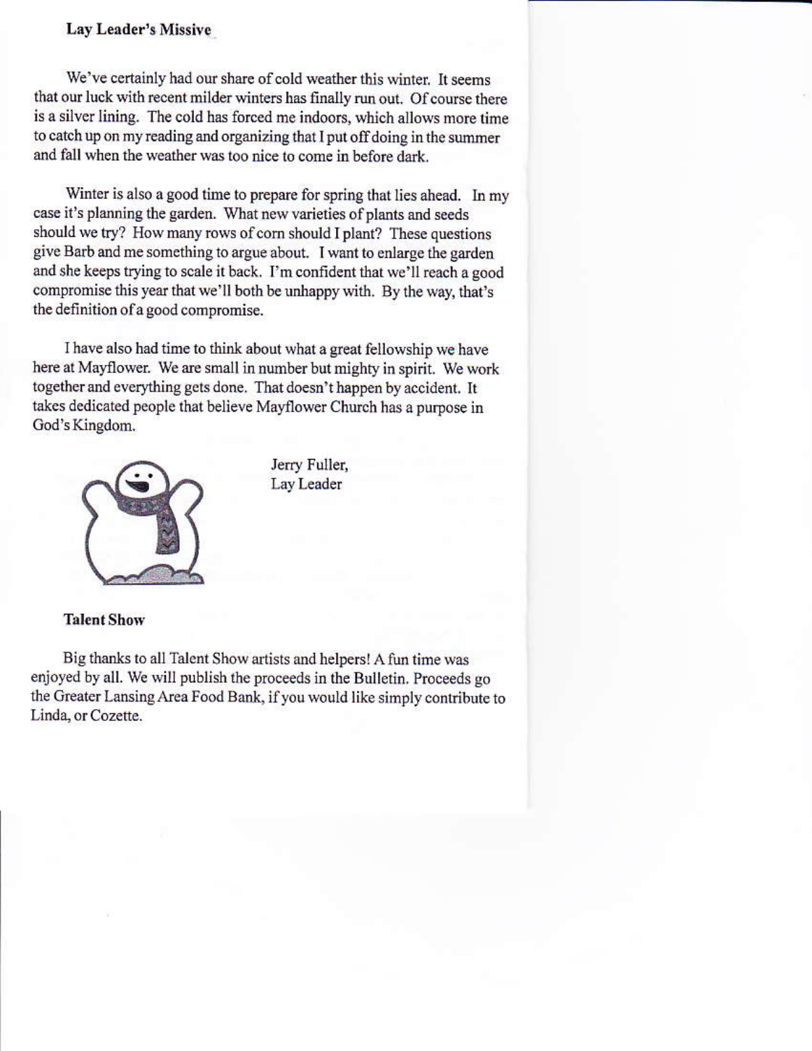**Lay Leader's Missive**

We've certainly had our share of cold weather this winter. It seems that our luck with recent milder winters has finally run out. Of course there is a silver lining. The cold has forced me indoors, which allows more time to catch up on my reading and organizing that I put off doing in the summer and fall when the weather was too nice to come in before dark.

Winter is also a good time to prepare for spring that lies ahead. In my case it's planning the garden. What new varieties of plants and seeds should we try? How many rows of corn should I plant? These questions give Barb and me something to argue about. I want to enlarge the garden and she keeps trying to scale it back. I'm confident that we'll reach a good compromise this year that we'll both be unhappy with. By the way, that's the definition of a good compromise.

I have also had time to think about what a great fellowship we have here at Mayflower. We are small in number but mighty in spirit. We work together and everything gets done. That doesn't happen by accident. It takes dedicated people that believe Mayflower Church has a purpose in God's Kingdom.

Jerry Fuller,
Lay Leader

**Talent Show**

Big thanks to all Talent Show artists and helpers! A fun time was enjoyed by all. We will publish the proceeds in the Bulletin. Proceeds go the Greater Lansing Area Food Bank, if you would like simply contribute to Linda, or Cozette.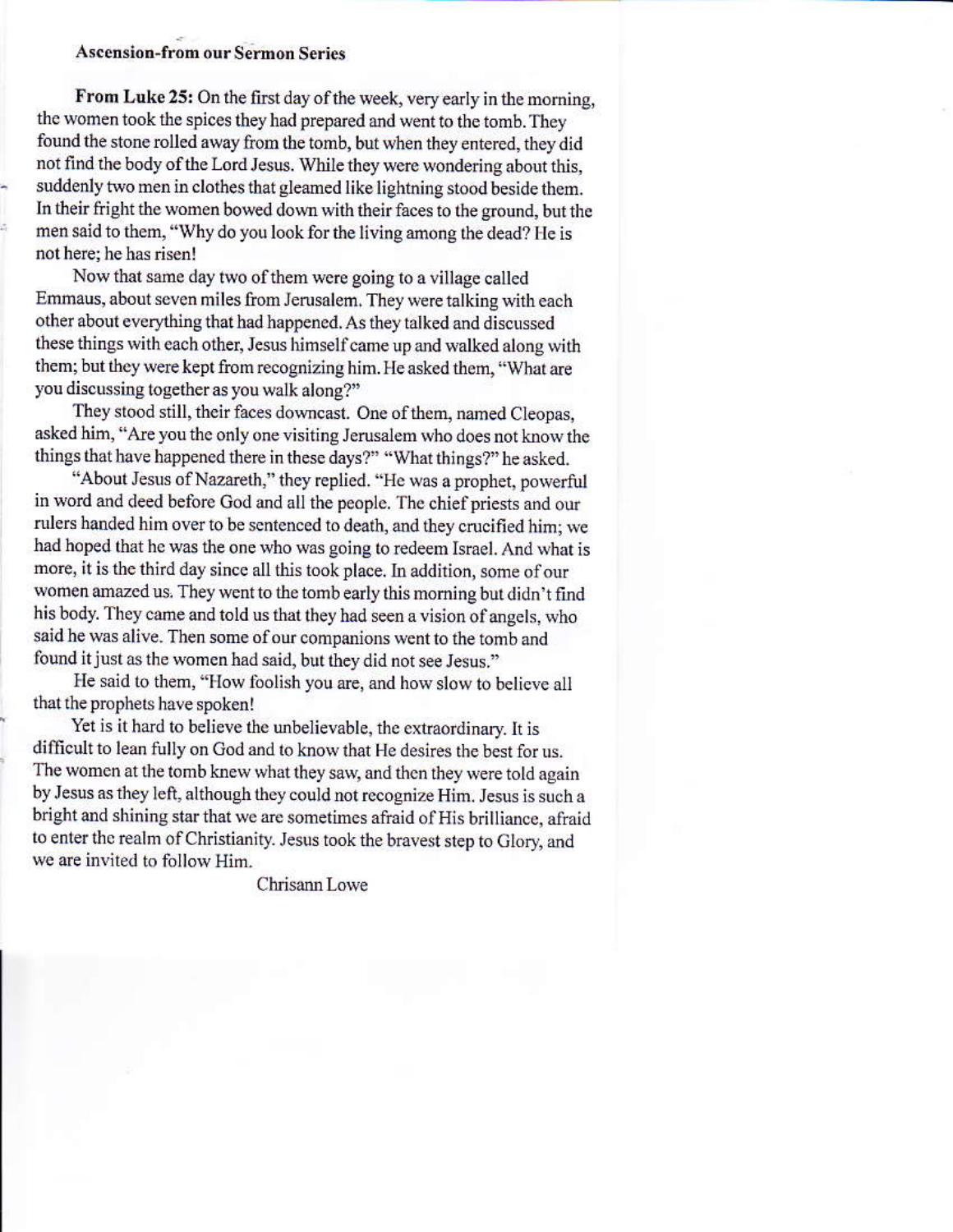**Ascension-from our Sermon Series**

**From Luke 25:** On the first day of the week, very early in the morning, the women took the spices they had prepared and went to the tomb. They found the stone rolled away from the tomb, but when they entered, they did not find the body of the Lord Jesus. While they were wondering about this, suddenly two men in clothes that gleamed like lightning stood beside them. In their fright the women bowed down with their faces to the ground, but the men said to them, "Why do you look for the living among the dead? He is not here; he has risen!

Now that same day two of them were going to a village called Emmaus, about seven miles from Jerusalem. They were talking with each other about everything that had happened. As they talked and discussed these things with each other, Jesus himself came up and walked along with them; but they were kept from recognizing him. He asked them, "What are you discussing together as you walk along?"

They stood still, their faces downcast. One of them, named Cleopas, asked him, "Are you the only one visiting Jerusalem who does not know the things that have happened there in these days?" "What things?" he asked.

"About Jesus of Nazareth," they replied. "He was a prophet, powerful in word and deed before God and all the people. The chief priests and our rulers handed him over to be sentenced to death, and they crucified him; we had hoped that he was the one who was going to redeem Israel. And what is more, it is the third day since all this took place. In addition, some of our women amazed us. They went to the tomb early this morning but didn't find his body. They came and told us that they had seen a vision of angels, who said he was alive. Then some of our companions went to the tomb and found it just as the women had said, but they did not see Jesus."

He said to them, "How foolish you are, and how slow to believe all that the prophets have spoken!

Yet is it hard to believe the unbelievable, the extraordinary. It is difficult to lean fully on God and to know that He desires the best for us. The women at the tomb knew what they saw, and then they were told again by Jesus as they left, although they could not recognize Him. Jesus is such a bright and shining star that we are sometimes afraid of His brilliance, afraid to enter the realm of Christianity. Jesus took the bravest step to Glory, and we are invited to follow Him.

Chrisann Lowe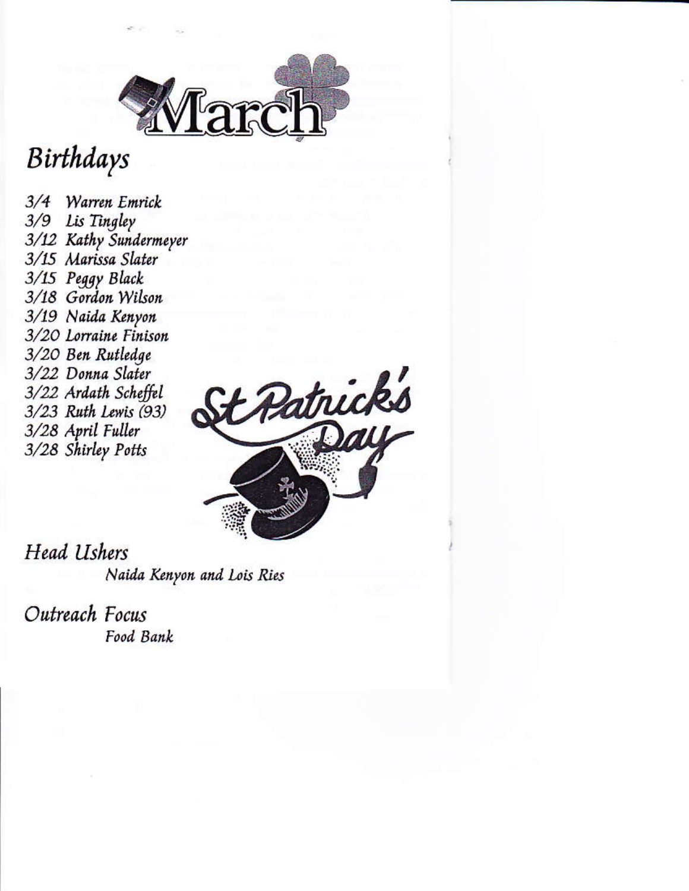# March

## Birthdays

3/4 Warren Emrick
3/9 Lis Tingley
3/12 Kathy Sundermeyer
3/15 Marissa Slater
3/15 Peggy Black
3/18 Gordon Wilson
3/19 Naida Kenyon
3/20 Lorraine Finison
3/20 Ben Rutledge
3/22 Donna Slater
3/22 Ardath Scheffel
3/23 Ruth Lewis (93)
3/28 April Fuller
3/28 Shirley Potts

St Patrick's Day

## Head Ushers

Naida Kenyon and Lois Ries

## Outreach Focus

Food Bank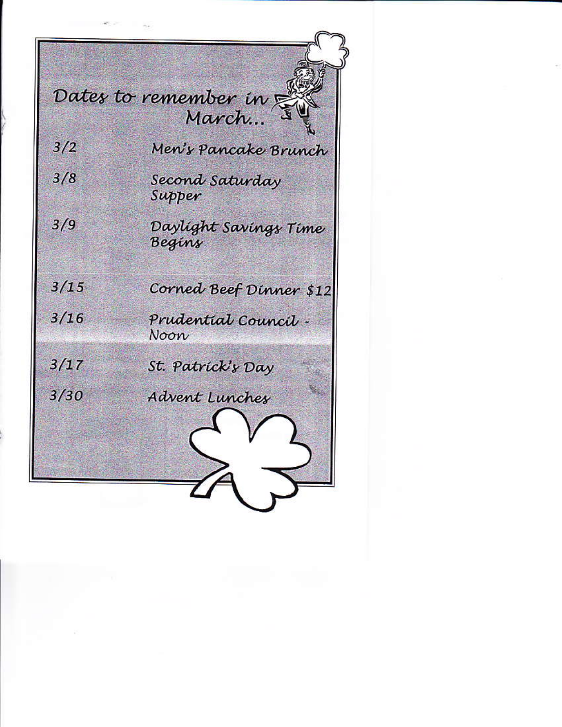## Dates to remember in March...

| | |
|---|---|
| 3/2 | Men's Pancake Brunch |
| 3/8 | Second Saturday Supper |
| 3/9 | Daylight Savings Time Begins |
| 3/15 | Corned Beef Dinner $12 |
| 3/16 | Prudential Council - Noon |
| 3/17 | St. Patrick's Day |
| 3/30 | Advent Lunches |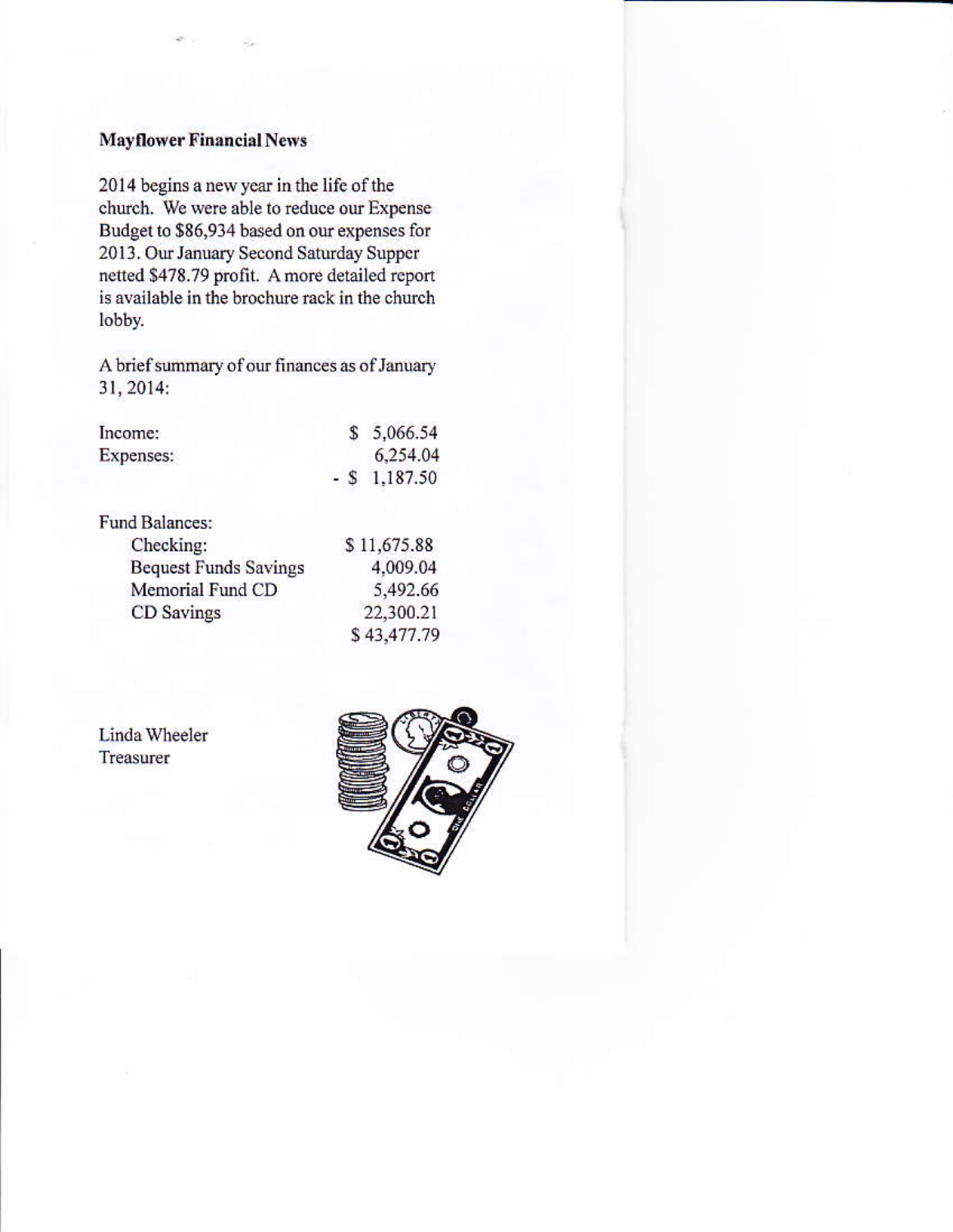**Mayflower Financial News**

2014 begins a new year in the life of the church. We were able to reduce our Expense Budget to $86,934 based on our expenses for 2013. Our January Second Saturday Supper netted $478.79 profit. A more detailed report is available in the brochure rack in the church lobby.

A brief summary of our finances as of January 31, 2014:

| | |
|---|---|
| Income: | $ 5,066.54 |
| Expenses: | 6,254.04 |
| | - $ 1,187.50 |

| | |
|---|---|
| Fund Balances: | |
| Checking: | $ 11,675.88 |
| Bequest Funds Savings | 4,009.04 |
| Memorial Fund CD | 5,492.66 |
| CD Savings | 22,300.21 |
| | $ 43,477.79 |

Linda Wheeler
Treasurer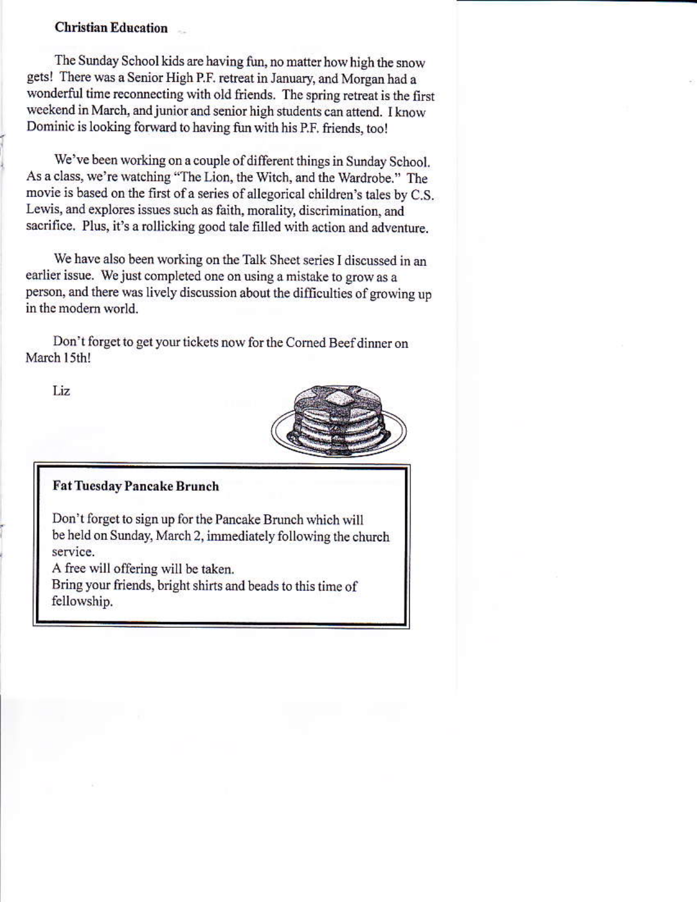## Christian Education

The Sunday School kids are having fun, no matter how high the snow gets! There was a Senior High P.F. retreat in January, and Morgan had a wonderful time reconnecting with old friends. The spring retreat is the first weekend in March, and junior and senior high students can attend. I know Dominic is looking forward to having fun with his P.F. friends, too!

We've been working on a couple of different things in Sunday School. As a class, we're watching "The Lion, the Witch, and the Wardrobe." The movie is based on the first of a series of allegorical children's tales by C.S. Lewis, and explores issues such as faith, morality, discrimination, and sacrifice. Plus, it's a rollicking good tale filled with action and adventure.

We have also been working on the Talk Sheet series I discussed in an earlier issue. We just completed one on using a mistake to grow as a person, and there was lively discussion about the difficulties of growing up in the modern world.

Don't forget to get your tickets now for the Corned Beef dinner on March 15th!

Liz

### Fat Tuesday Pancake Brunch

Don't forget to sign up for the Pancake Brunch which will be held on Sunday, March 2, immediately following the church service.

A free will offering will be taken.

Bring your friends, bright shirts and beads to this time of fellowship.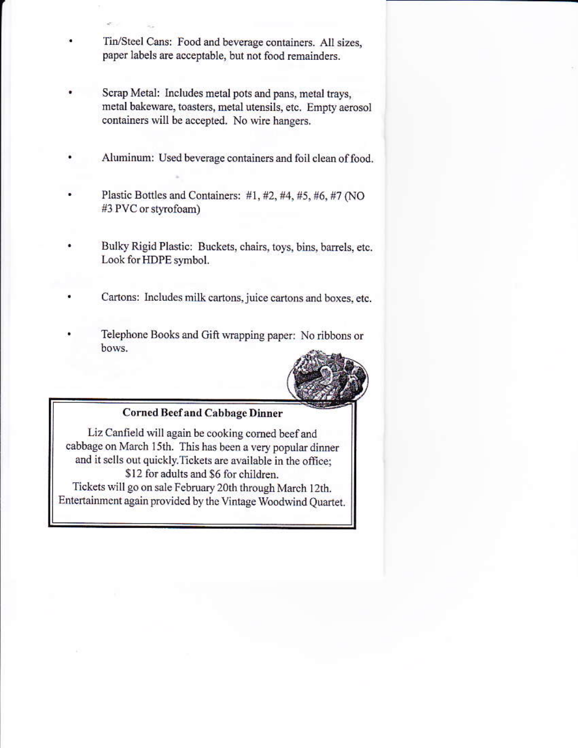- Tin/Steel Cans: Food and beverage containers. All sizes, paper labels are acceptable, but not food remainders.

- Scrap Metal: Includes metal pots and pans, metal trays, metal bakeware, toasters, metal utensils, etc. Empty aerosol containers will be accepted. No wire hangers.

- Aluminum: Used beverage containers and foil clean of food.

- Plastic Bottles and Containers: #1, #2, #4, #5, #6, #7 (NO #3 PVC or styrofoam)

- Bulky Rigid Plastic: Buckets, chairs, toys, bins, barrels, etc. Look for HDPE symbol.

- Cartons: Includes milk cartons, juice cartons and boxes, etc.

- Telephone Books and Gift wrapping paper: No ribbons or bows.

**Corned Beef and Cabbage Dinner**

Liz Canfield will again be cooking corned beef and cabbage on March 15th. This has been a very popular dinner and it sells out quickly.Tickets are available in the office; $12 for adults and $6 for children.
Tickets will go on sale February 20th through March 12th.
Entertainment again provided by the Vintage Woodwind Quartet.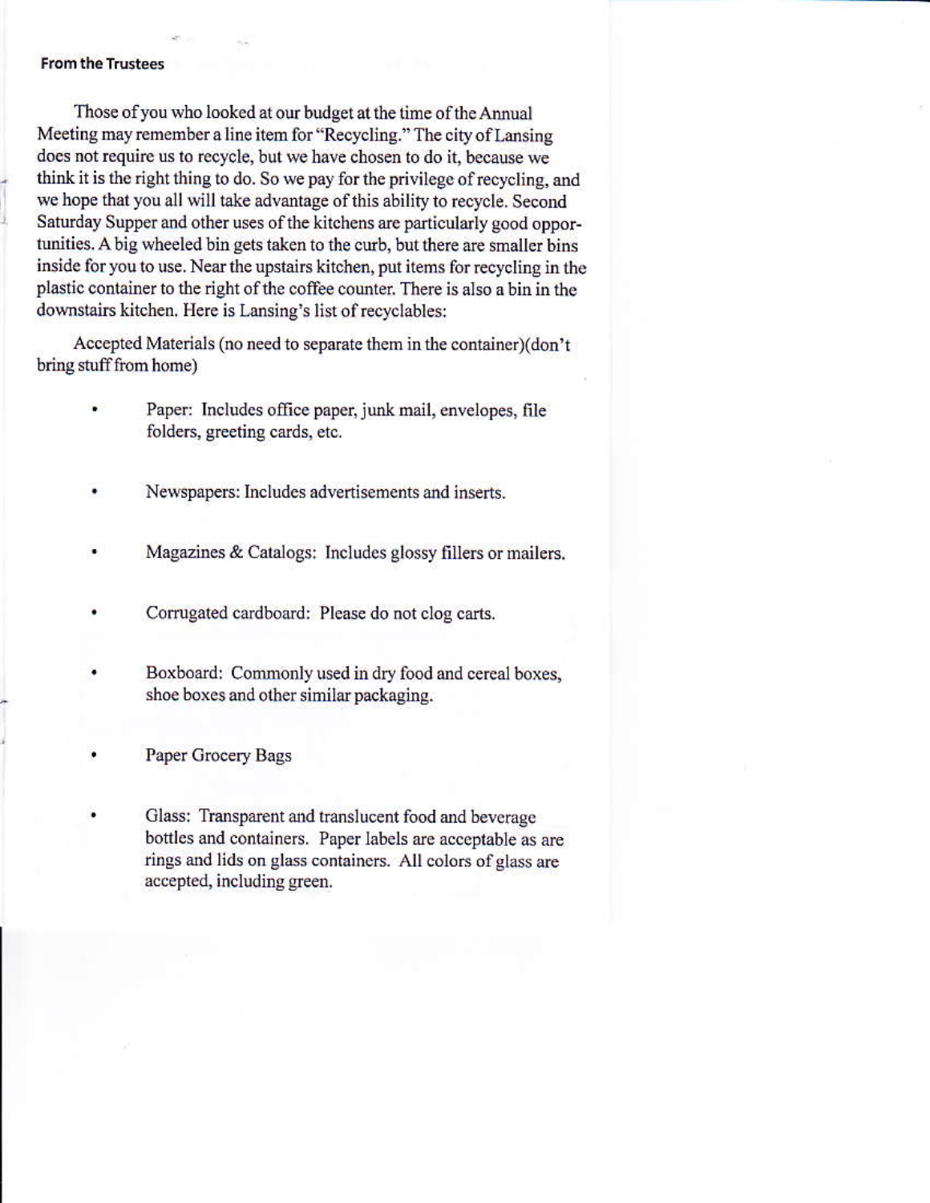**From the Trustees**

Those of you who looked at our budget at the time of the Annual Meeting may remember a line item for "Recycling." The city of Lansing does not require us to recycle, but we have chosen to do it, because we think it is the right thing to do. So we pay for the privilege of recycling, and we hope that you all will take advantage of this ability to recycle. Second Saturday Supper and other uses of the kitchens are particularly good opportunities. A big wheeled bin gets taken to the curb, but there are smaller bins inside for you to use. Near the upstairs kitchen, put items for recycling in the plastic container to the right of the coffee counter. There is also a bin in the downstairs kitchen. Here is Lansing's list of recyclables:

Accepted Materials (no need to separate them in the container)(don't bring stuff from home)

- Paper: Includes office paper, junk mail, envelopes, file folders, greeting cards, etc.
- Newspapers: Includes advertisements and inserts.
- Magazines & Catalogs: Includes glossy fillers or mailers.
- Corrugated cardboard: Please do not clog carts.
- Boxboard: Commonly used in dry food and cereal boxes, shoe boxes and other similar packaging.
- Paper Grocery Bags
- Glass: Transparent and translucent food and beverage bottles and containers. Paper labels are acceptable as are rings and lids on glass containers. All colors of glass are accepted, including green.